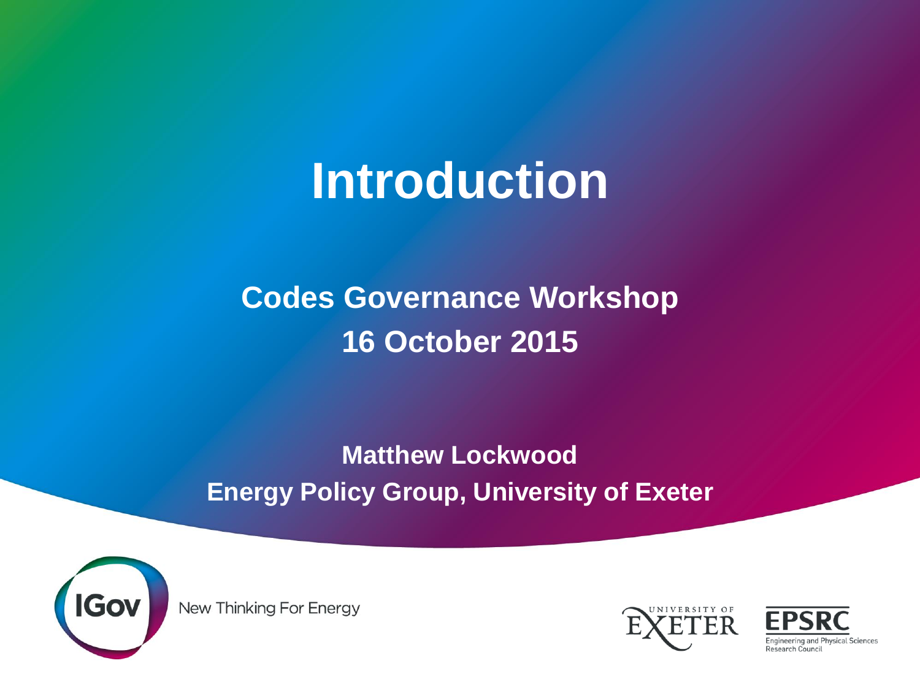# Introduction

## Codes Governance Workshop
## 16 October 2015

**Matthew Lockwood**
**Energy Policy Group, University of Exeter**

IGov New Thinking For Energy

University of Exeter

EPSRC Engineering and Physical Sciences Research Council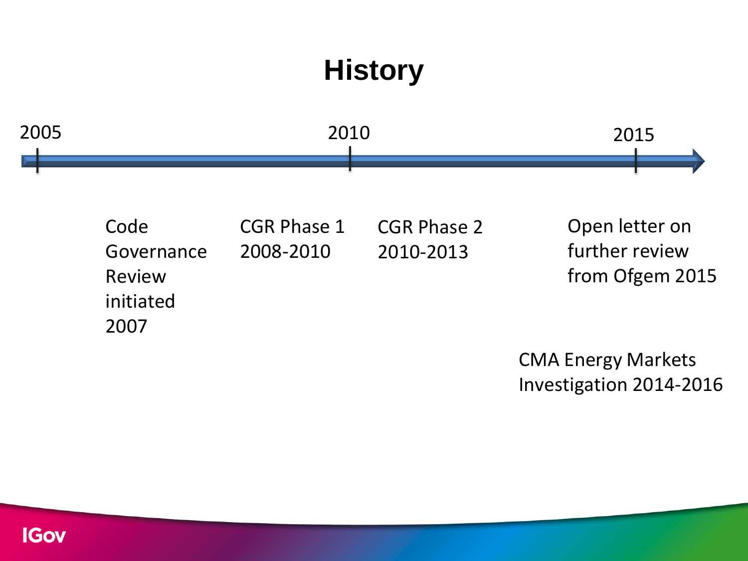# History

2005

2010

2015

Code Governance Review initiated 2007

CGR Phase 1 2008-2010

CGR Phase 2 2010-2013

Open letter on further review from Ofgem 2015

CMA Energy Markets Investigation 2014-2016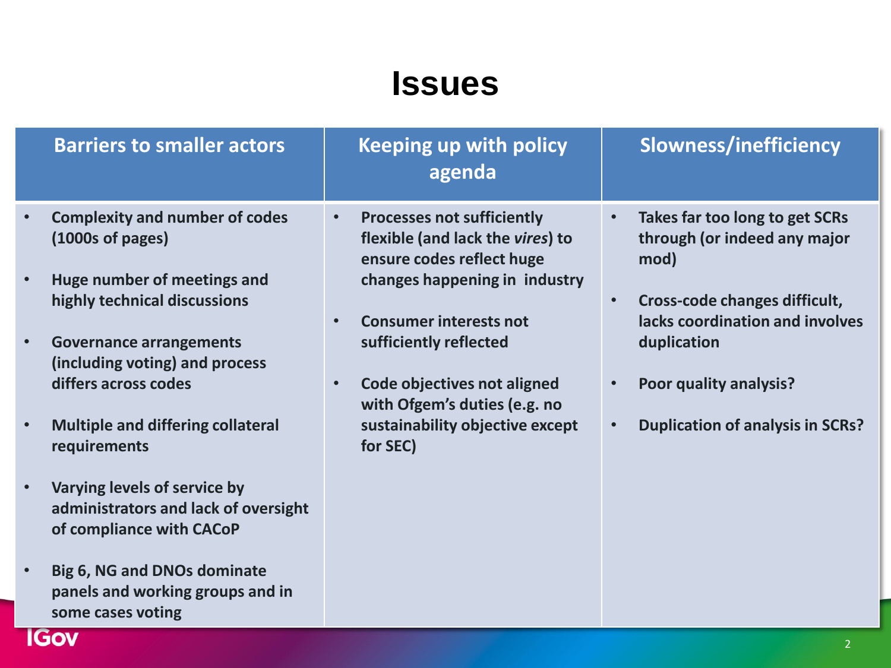# Issues

| Barriers to smaller actors | Keeping up with policy agenda | Slowness/inefficiency |
| --- | --- | --- |
| • Complexity and number of codes (1000s of pages)<br>• Huge number of meetings and highly technical discussions<br>• Governance arrangements (including voting) and process differs across codes<br>• Multiple and differing collateral requirements<br>• Varying levels of service by administrators and lack of oversight of compliance with CACoP<br>• Big 6, NG and DNOs dominate panels and working groups and in some cases voting | • Processes not sufficiently flexible (and lack the *vires*) to ensure codes reflect huge changes happening in industry<br>• Consumer interests not sufficiently reflected<br>• Code objectives not aligned with Ofgem's duties (e.g. no sustainability objective except for SEC) | • Takes far too long to get SCRs through (or indeed any major mod)<br>• Cross-code changes difficult, lacks coordination and involves duplication<br>• Poor quality analysis?<br>• Duplication of analysis in SCRs? |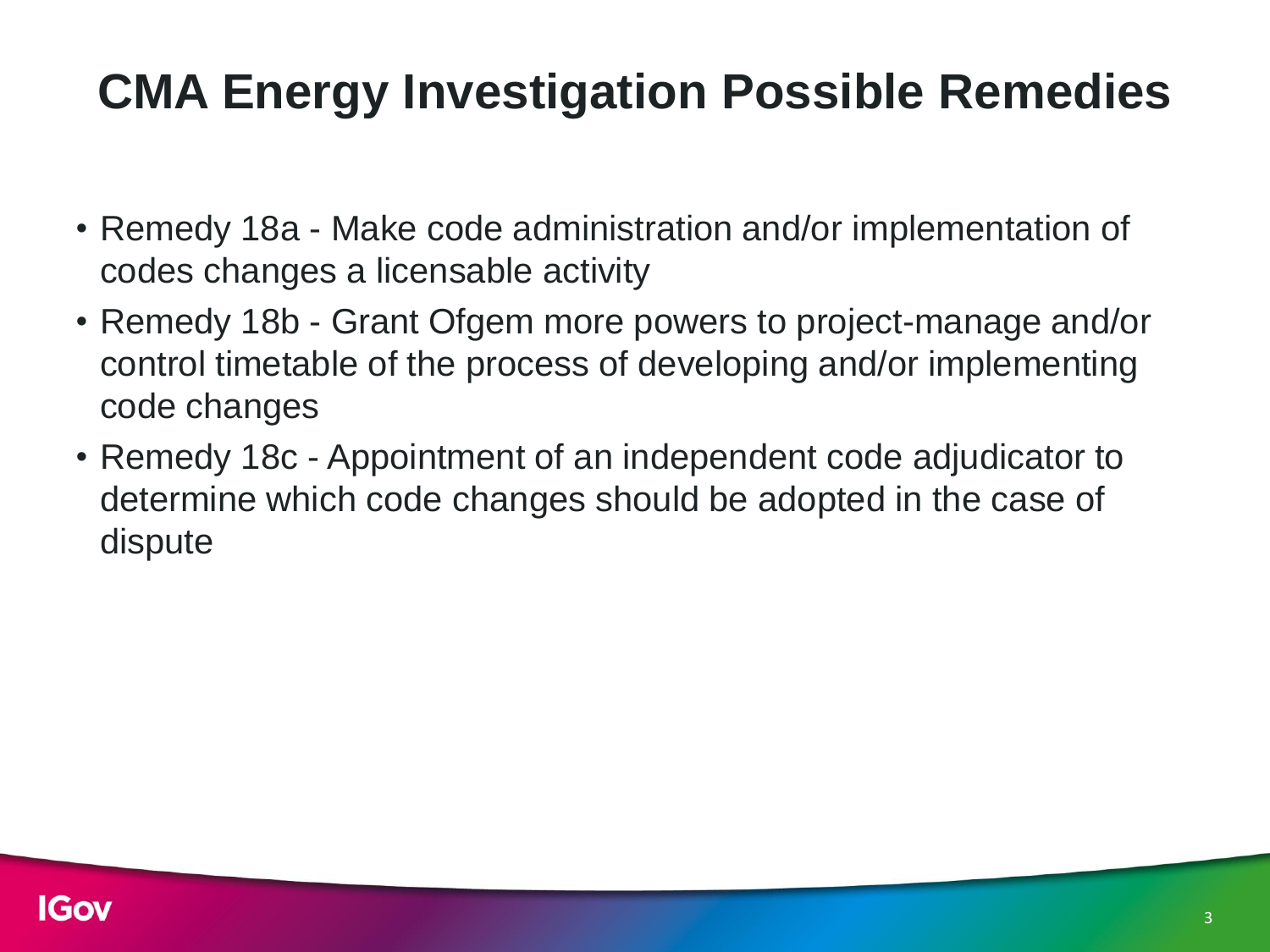# CMA Energy Investigation Possible Remedies

- Remedy 18a - Make code administration and/or implementation of codes changes a licensable activity
- Remedy 18b - Grant Ofgem more powers to project-manage and/or control timetable of the process of developing and/or implementing code changes
- Remedy 18c - Appointment of an independent code adjudicator to determine which code changes should be adopted in the case of dispute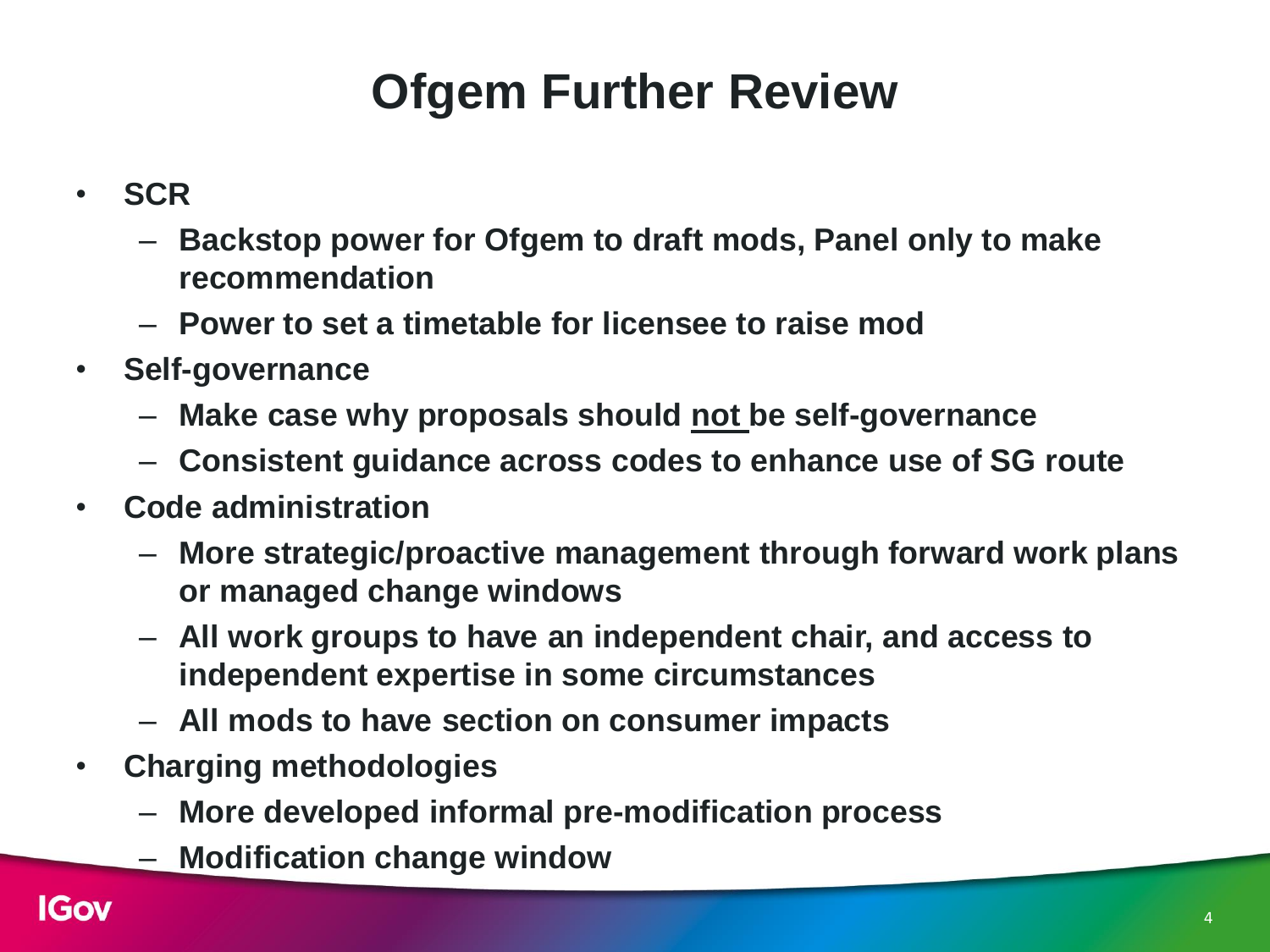# Ofgem Further Review

- **SCR**
  - **Backstop power for Ofgem to draft mods, Panel only to make recommendation**
  - **Power to set a timetable for licensee to raise mod**
- **Self-governance**
  - **Make case why proposals should <u>not</u> be self-governance**
  - **Consistent guidance across codes to enhance use of SG route**
- **Code administration**
  - **More strategic/proactive management through forward work plans or managed change windows**
  - **All work groups to have an independent chair, and access to independent expertise in some circumstances**
  - **All mods to have section on consumer impacts**
- **Charging methodologies**
  - **More developed informal pre-modification process**
  - **Modification change window**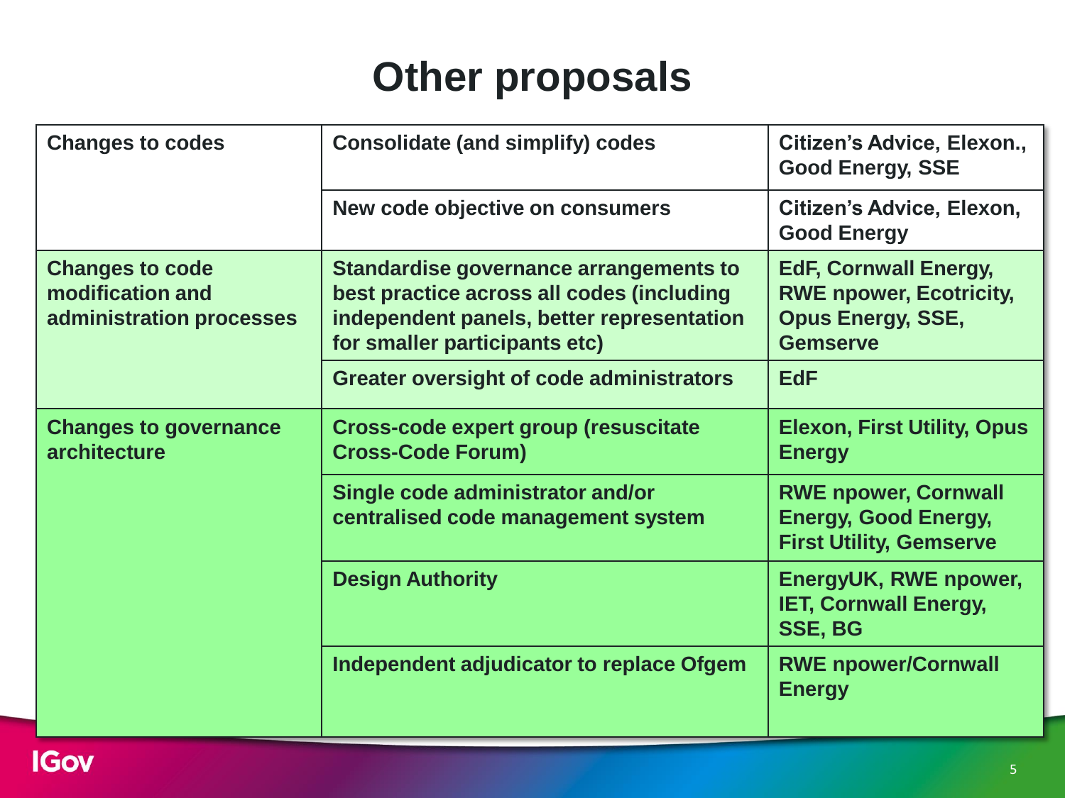# Other proposals

| Category | Proposal | Supported by |
|---|---|---|
| **Changes to codes** | **Consolidate (and simplify) codes** | **Citizen's Advice, Elexon., Good Energy, SSE** |
| | **New code objective on consumers** | **Citizen's Advice, Elexon, Good Energy** |
| **Changes to code modification and administration processes** | **Standardise governance arrangements to best practice across all codes (including independent panels, better representation for smaller participants etc)** | **EdF, Cornwall Energy, RWE npower, Ecotricity, Opus Energy, SSE, Gemserve** |
| | **Greater oversight of code administrators** | **EdF** |
| **Changes to governance architecture** | **Cross-code expert group (resuscitate Cross-Code Forum)** | **Elexon, First Utility, Opus Energy** |
| | **Single code administrator and/or centralised code management system** | **RWE npower, Cornwall Energy, Good Energy, First Utility, Gemserve** |
| | **Design Authority** | **EnergyUK, RWE npower, IET, Cornwall Energy, SSE, BG** |
| | **Independent adjudicator to replace Ofgem** | **RWE npower/Cornwall Energy** |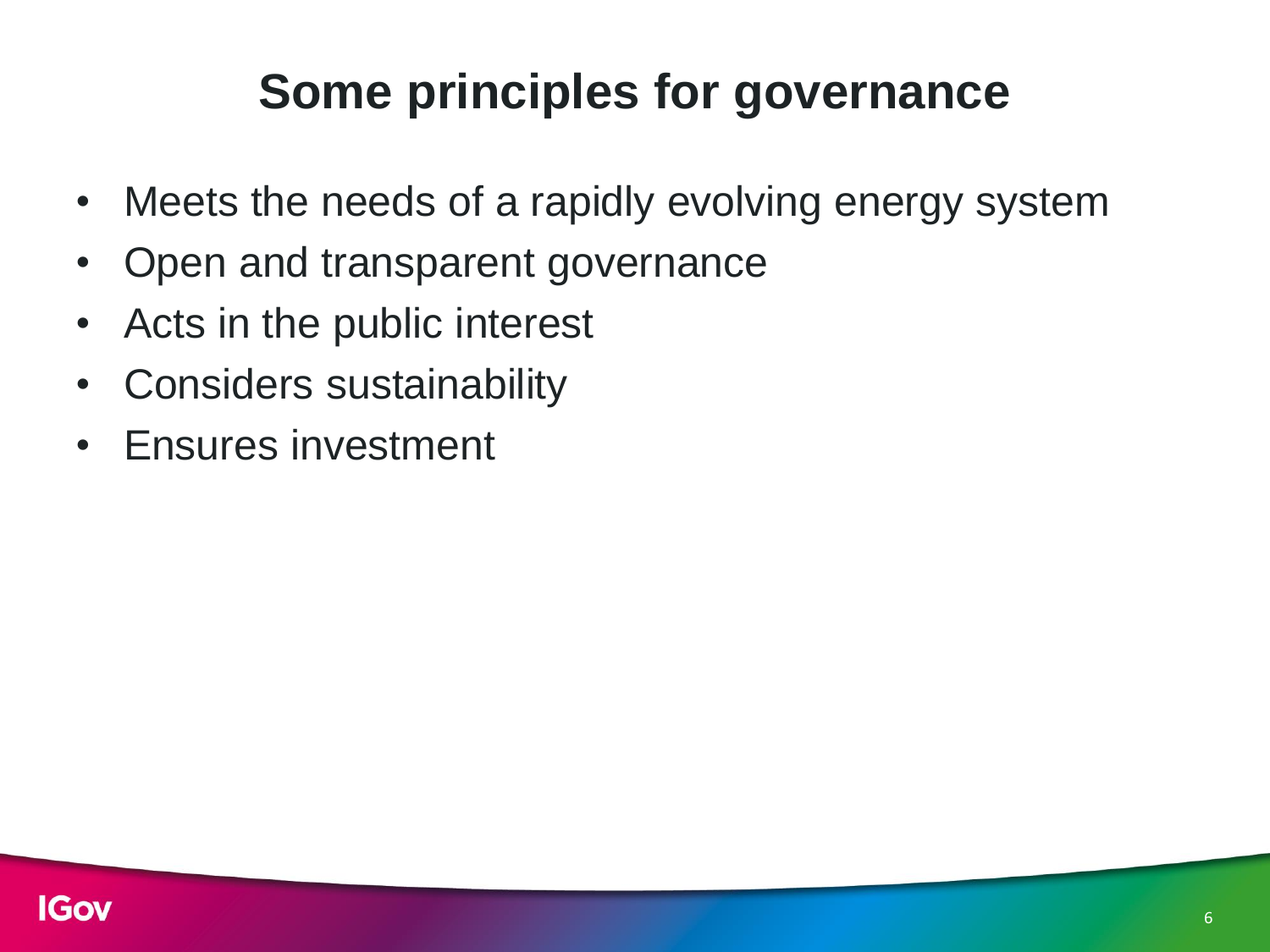# Some principles for governance

- Meets the needs of a rapidly evolving energy system
- Open and transparent governance
- Acts in the public interest
- Considers sustainability
- Ensures investment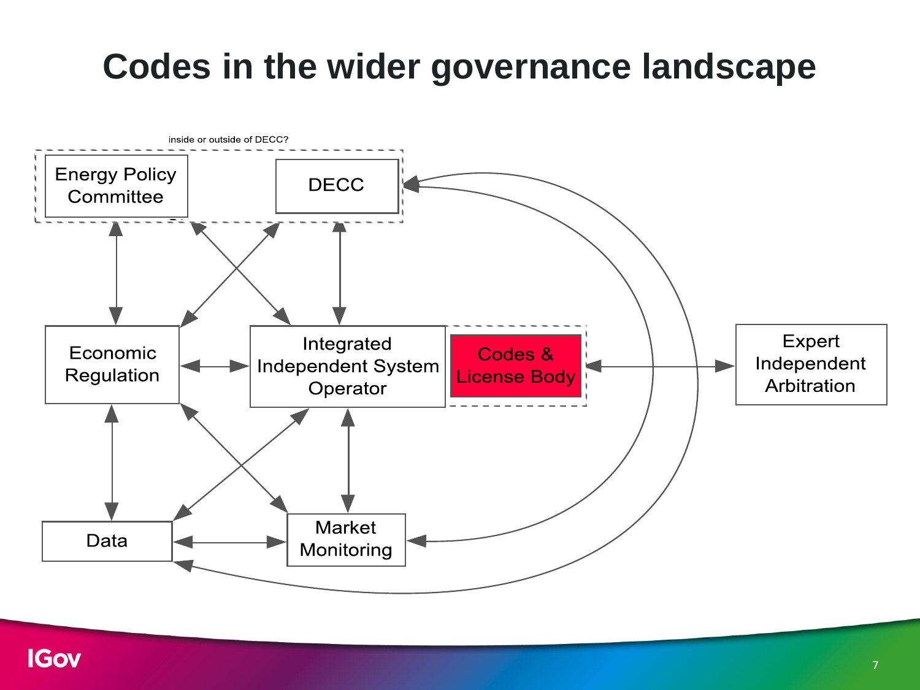# Codes in the wider governance landscape

inside or outside of DECC?

Energy Policy Committee

DECC

Economic Regulation

Integrated Independent System Operator

Codes & License Body

Expert Independent Arbitration

Data

Market Monitoring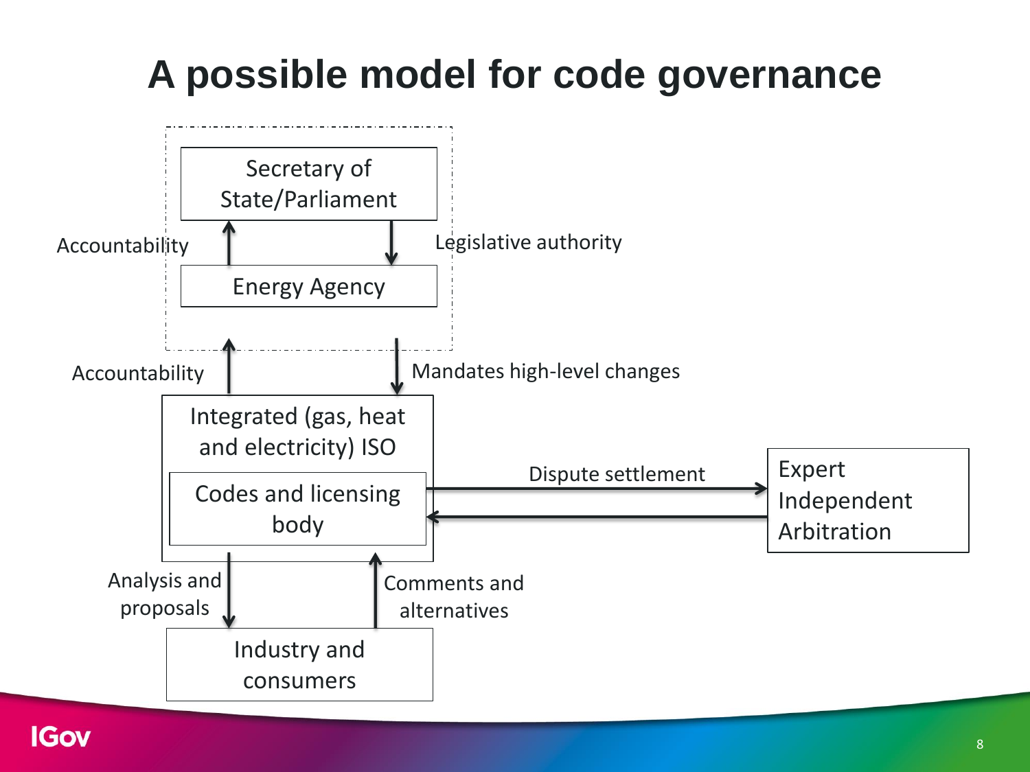# A possible model for code governance

Secretary of State/Parliament

Accountability

Legislative authority

Energy Agency

Accountability

Mandates high-level changes

Integrated (gas, heat and electricity) ISO

Codes and licensing body

Dispute settlement

Expert Independent Arbitration

Analysis and proposals

Comments and alternatives

Industry and consumers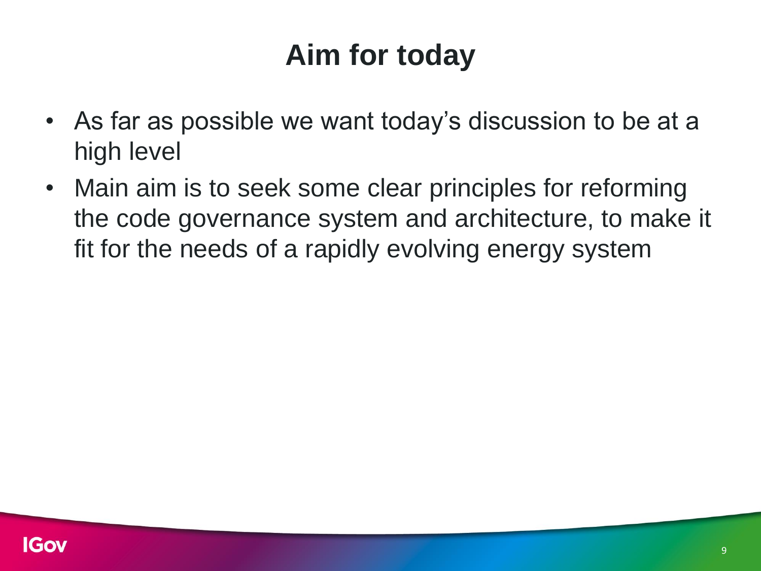# Aim for today

- As far as possible we want today's discussion to be at a high level
- Main aim is to seek some clear principles for reforming the code governance system and architecture, to make it fit for the needs of a rapidly evolving energy system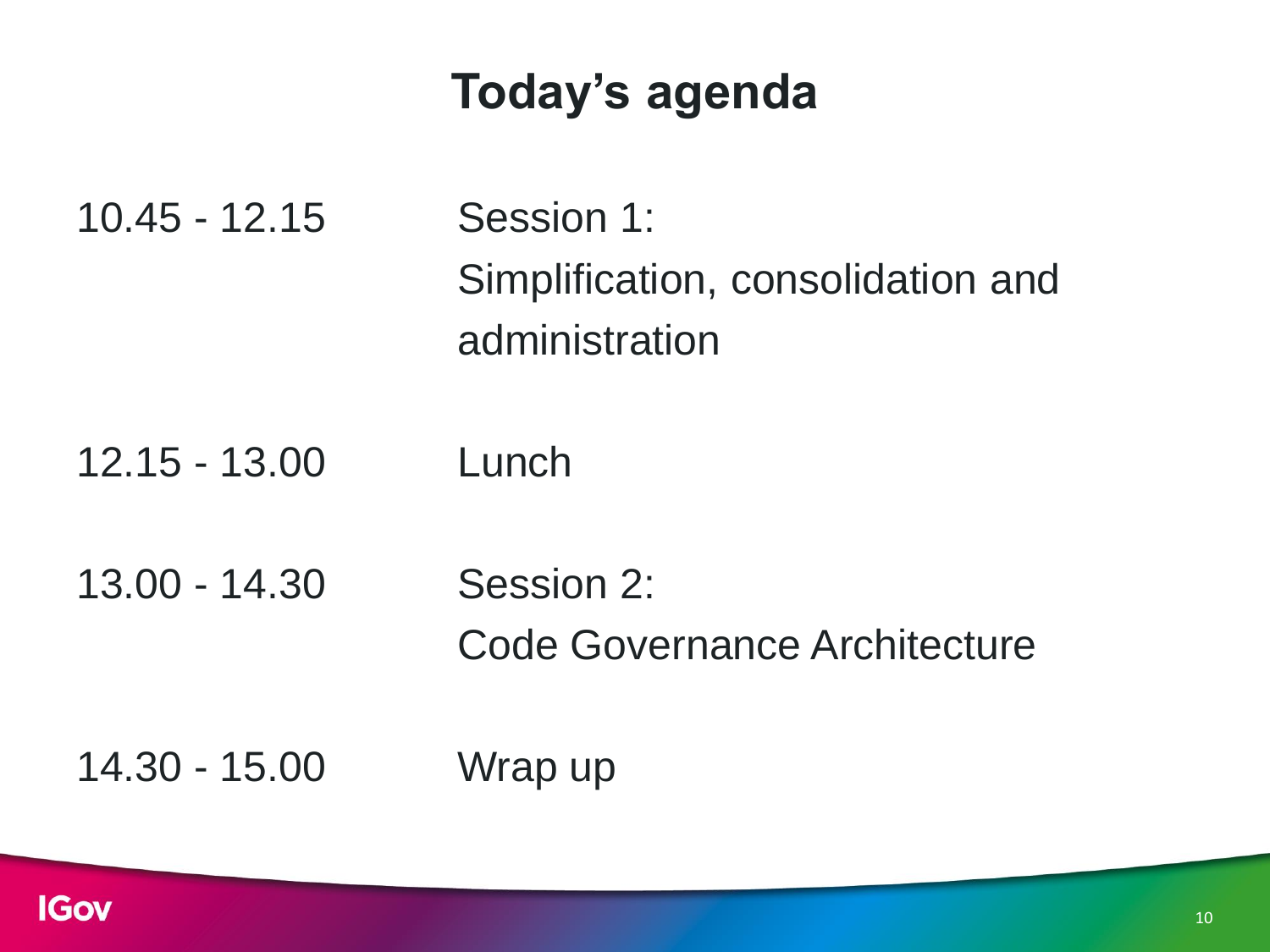# Today's agenda

| | |
|---|---|
| 10.45 - 12.15 | Session 1: Simplification, consolidation and administration |
| 12.15 - 13.00 | Lunch |
| 13.00 - 14.30 | Session 2: Code Governance Architecture |
| 14.30 - 15.00 | Wrap up |

IGov